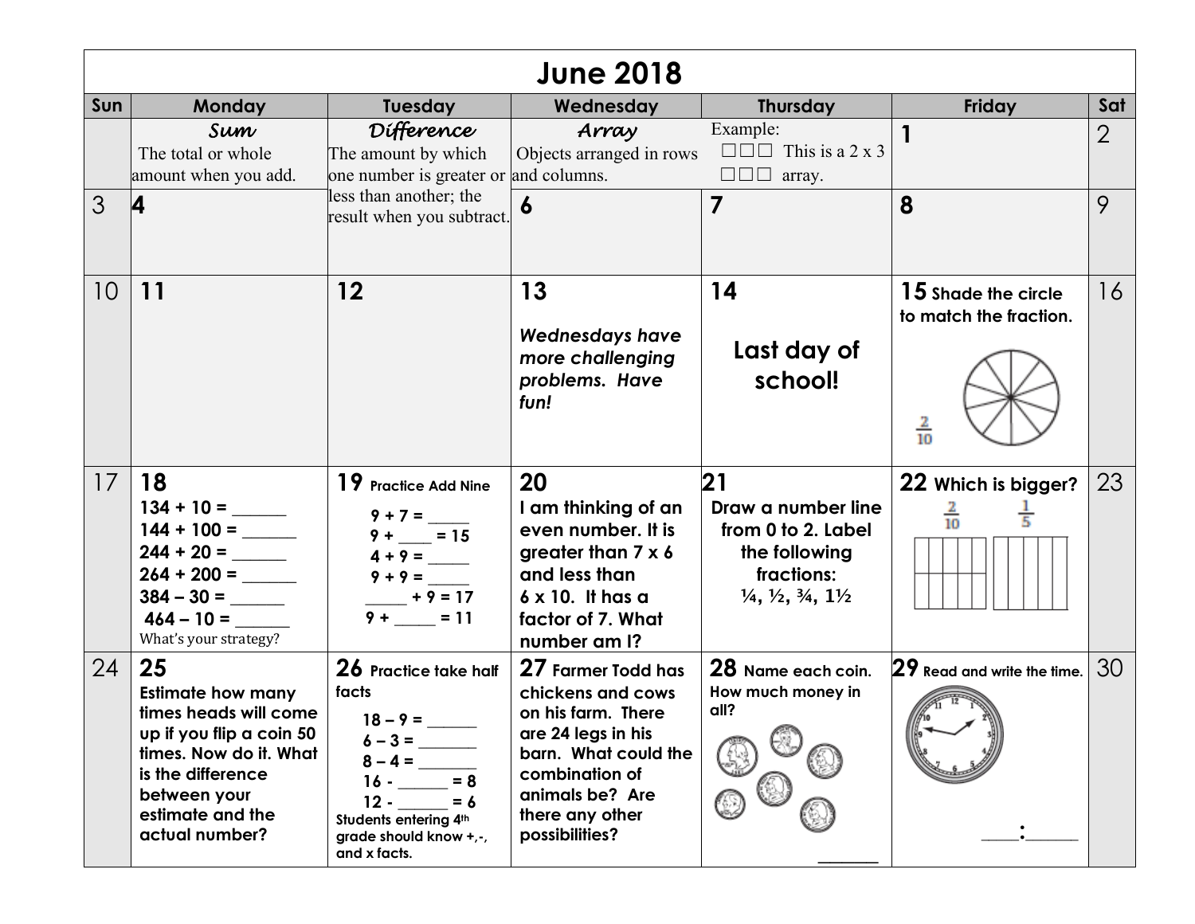# June 2018

| Sun | Monday | Tuesday | Wednesday | Thursday | Friday | Sat |
|---|---|---|---|---|---|---|
| | ***Sum*** The total or whole amount when you add. | ***Difference*** The amount by which one number is greater or less than another; the result when you subtract. | ***Array*** Objects arranged in rows and columns. | Example: ☐☐☐ ☐☐☐ This is a 2 x 3 array. | **1** | 2 |
| 3 | **4** | | **6** | **7** | **8** | 9 |
| 10 | **11** | **12** | **13** ***Wednesdays have more challenging problems. Have fun!*** | **14** **Last day of school!** | **15** **Shade the circle to match the fraction.** $\frac{2}{10}$ | 16 |
| 17 | **18** **134 + 10 = ______** **144 + 100 = ______** **244 + 20 = ______** **264 + 200 = ______** **384 – 30 = ______** **464 – 10 = ______** What's your strategy? | **19 Practice Add Nine** **9 + 7 = _____** **9 + ____ = 15** **4 + 9 = _____** **9 + 9 = _____** **_____ + 9 = 17** **9 + _____ = 11** | **20** **I am thinking of an even number. It is greater than 7 x 6 and less than 6 x 10. It has a factor of 7. What number am I?** | **21** **Draw a number line from 0 to 2. Label the following fractions: ¼, ½, ¾, 1½** | **22 Which is bigger?** $\frac{2}{10}$ $\frac{1}{5}$ | 23 |
| 24 | **25** **Estimate how many times heads will come up if you flip a coin 50 times. Now do it. What is the difference between your estimate and the actual number?** | **26 Practice take half facts** **18 – 9 = ______** **6 – 3 = ______** **8 – 4 = ______** **16 - ______ = 8** **12 - ______ = 6** **Students entering 4th grade should know +,-, and x facts.** | **27 Farmer Todd has chickens and cows on his farm. There are 24 legs in his barn. What could the combination of animals be? Are there any other possibilities?** | **28 Name each coin.** **How much money in all?** _______ | **29** **Read and write the time.** ____:_____ | 30 |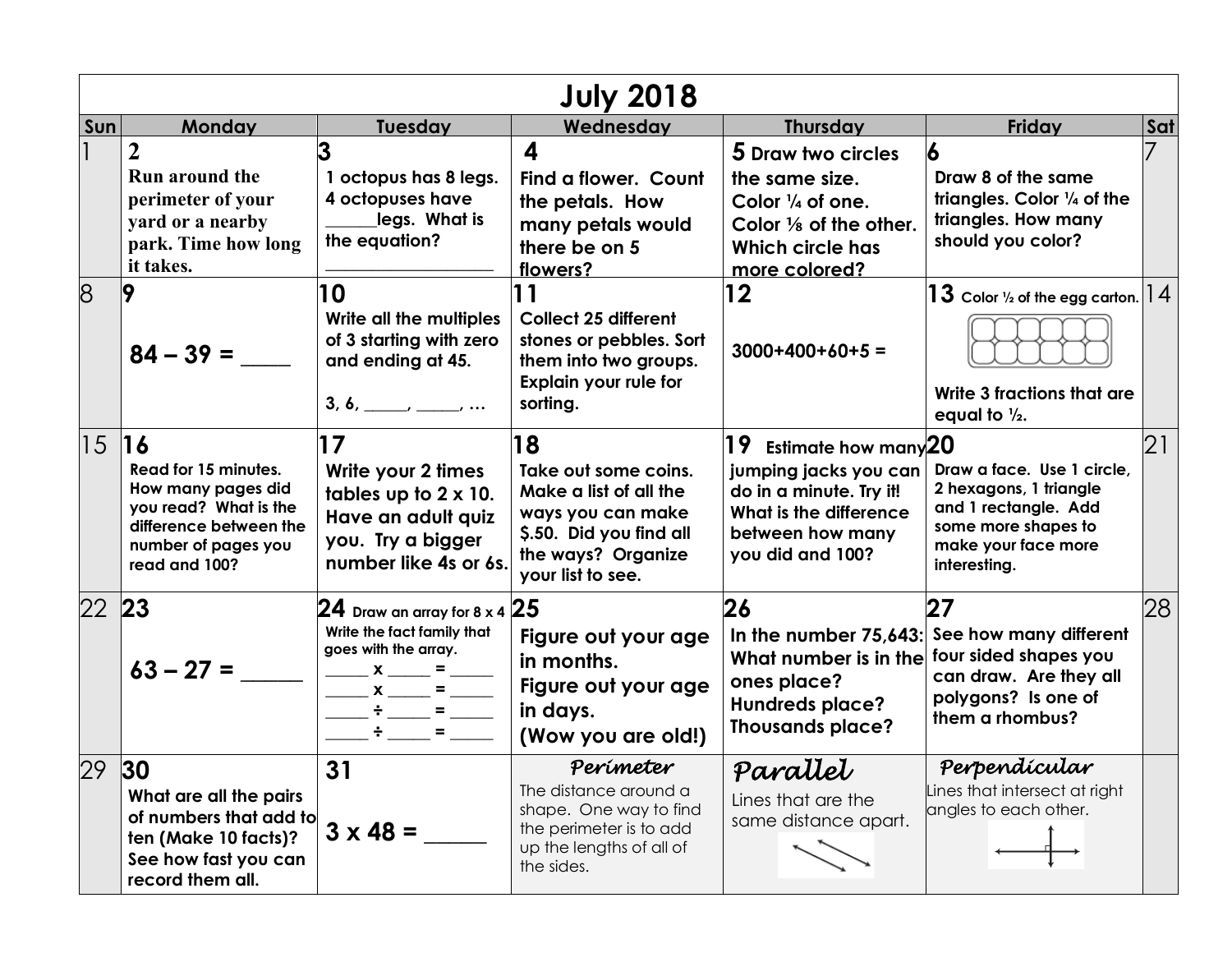# July 2018

| Sun | Monday | Tuesday | Wednesday | Thursday | Friday | Sat |
|---|---|---|---|---|---|---|
| 1 | **2** Run around the perimeter of your yard or a nearby park. Time how long it takes. | **3** 1 octopus has 8 legs. 4 octopuses have ______legs. What is the equation? __________________ | **4** Find a flower. Count the petals. How many petals would there be on 5 flowers? | **5** Draw two circles the same size. Color ¼ of one. Color ⅛ of the other. Which circle has more colored? | **6** Draw 8 of the same triangles. Color ¼ of the triangles. How many should you color? | 7 |
| 8 | **9** 84 – 39 = ____ | **10** Write all the multiples of 3 starting with zero and ending at 45. 3, 6, _____, _____, … | **11** Collect 25 different stones or pebbles. Sort them into two groups. Explain your rule for sorting. | **12** 3000+400+60+5 = | **13** Color ½ of the egg carton. Write 3 fractions that are equal to ½. | 14 |
| 15 | **16** Read for 15 minutes. How many pages did you read? What is the difference between the number of pages you read and 100? | **17** Write your 2 times tables up to 2 x 10. Have an adult quiz you. Try a bigger number like 4s or 6s. | **18** Take out some coins. Make a list of all the ways you can make $.50. Did you find all the ways? Organize your list to see. | **19** Estimate how many jumping jacks you can do in a minute. Try it! What is the difference between how many you did and 100? | **20** Draw a face. Use 1 circle, 2 hexagons, 1 triangle and 1 rectangle. Add some more shapes to make your face more interesting. | 21 |
| 22 | **23** 63 – 27 = _____ | **24** Draw an array for 8 x 4. Write the fact family that goes with the array. _____ x _____ = _____ _____ x _____ = _____ _____ ÷ _____ = _____ _____ ÷ _____ = _____ | **25** Figure out your age in months. Figure out your age in days. (Wow you are old!) | **26** In the number 75,643: What number is in the ones place? Hundreds place? Thousands place? | **27** See how many different four sided shapes you can draw. Are they all polygons? Is one of them a rhombus? | 28 |
| 29 | **30** What are all the pairs of numbers that add to ten (Make 10 facts)? See how fast you can record them all. | **31** 3 x 48 = ______ | *Perimeter* The distance around a shape. One way to find the perimeter is to add up the lengths of all of the sides. | *Parallel* Lines that are the same distance apart. | *Perpendicular* Lines that intersect at right angles to each other. | |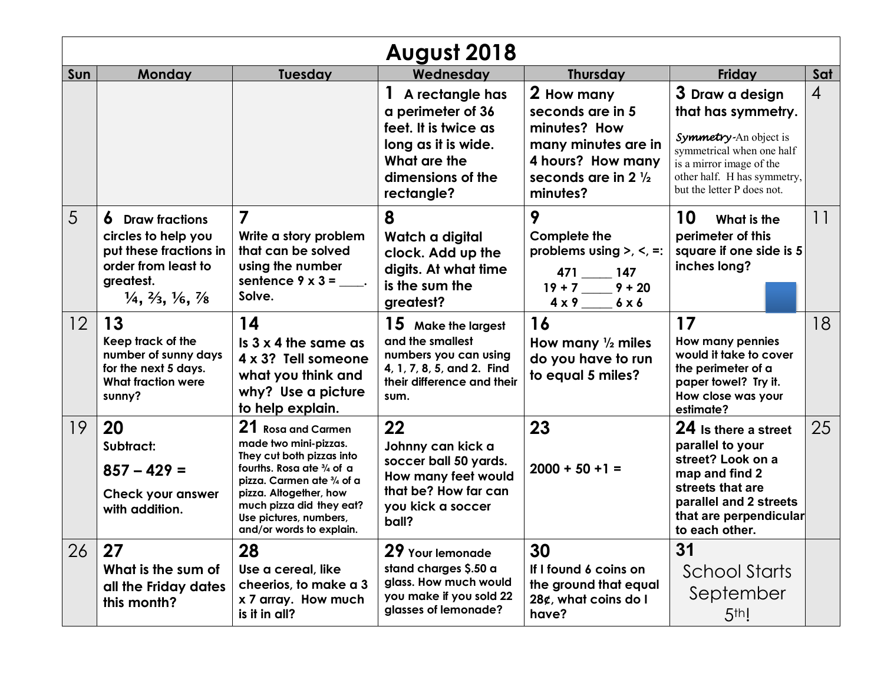# August 2018

| Sun | Monday | Tuesday | Wednesday | Thursday | Friday | Sat |
|---|---|---|---|---|---|---|
| | | | **1** A rectangle has a perimeter of 36 feet. It is twice as long as it is wide. What are the dimensions of the rectangle? | **2** How many seconds are in 5 minutes? How many minutes are in 4 hours? How many seconds are in 2 ½ minutes? | **3** Draw a design that has symmetry. *Symmetry*-An object is symmetrical when one half is a mirror image of the other half. H has symmetry, but the letter P does not. | 4 |
| 5 | **6** Draw fractions circles to help you put these fractions in order from least to greatest. ¼, ⅔, ⅙, ⅞ | **7** Write a story problem that can be solved using the number sentence 9 x 3 = ____. Solve. | **8** Watch a digital clock. Add up the digits. At what time is the sum the greatest? | **9** Complete the problems using >, <, =: 471 _____ 147; 19 + 7 _____ 9 + 20; 4 x 9 _____ 6 x 6 | **10** What is the perimeter of this square if one side is 5 inches long? | 11 |
| 12 | **13** Keep track of the number of sunny days for the next 5 days. What fraction were sunny? | **14** Is 3 x 4 the same as 4 x 3? Tell someone what you think and why? Use a picture to help explain. | **15** Make the largest and the smallest numbers you can using 4, 1, 7, 8, 5, and 2. Find their difference and their sum. | **16** How many ½ miles do you have to run to equal 5 miles? | **17** How many pennies would it take to cover the perimeter of a paper towel? Try it. How close was your estimate? | 18 |
| 19 | **20** Subtract: 857 – 429 = Check your answer with addition. | **21** Rosa and Carmen made two mini-pizzas. They cut both pizzas into fourths. Rosa ate ¾ of a pizza. Carmen ate ¾ of a pizza. Altogether, how much pizza did they eat? Use pictures, numbers, and/or words to explain. | **22** Johnny can kick a soccer ball 50 yards. How many feet would that be? How far can you kick a soccer ball? | **23** 2000 + 50 +1 = | **24** Is there a street parallel to your street? Look on a map and find 2 streets that are parallel and 2 streets that are perpendicular to each other. | 25 |
| 26 | **27** What is the sum of all the Friday dates this month? | **28** Use a cereal, like cheerios, to make a 3 x 7 array. How much is it in all? | **29** Your lemonade stand charges $.50 a glass. How much would you make if you sold 22 glasses of lemonade? | **30** If I found 6 coins on the ground that equal 28¢, what coins do I have? | **31** School Starts September 5th! | |